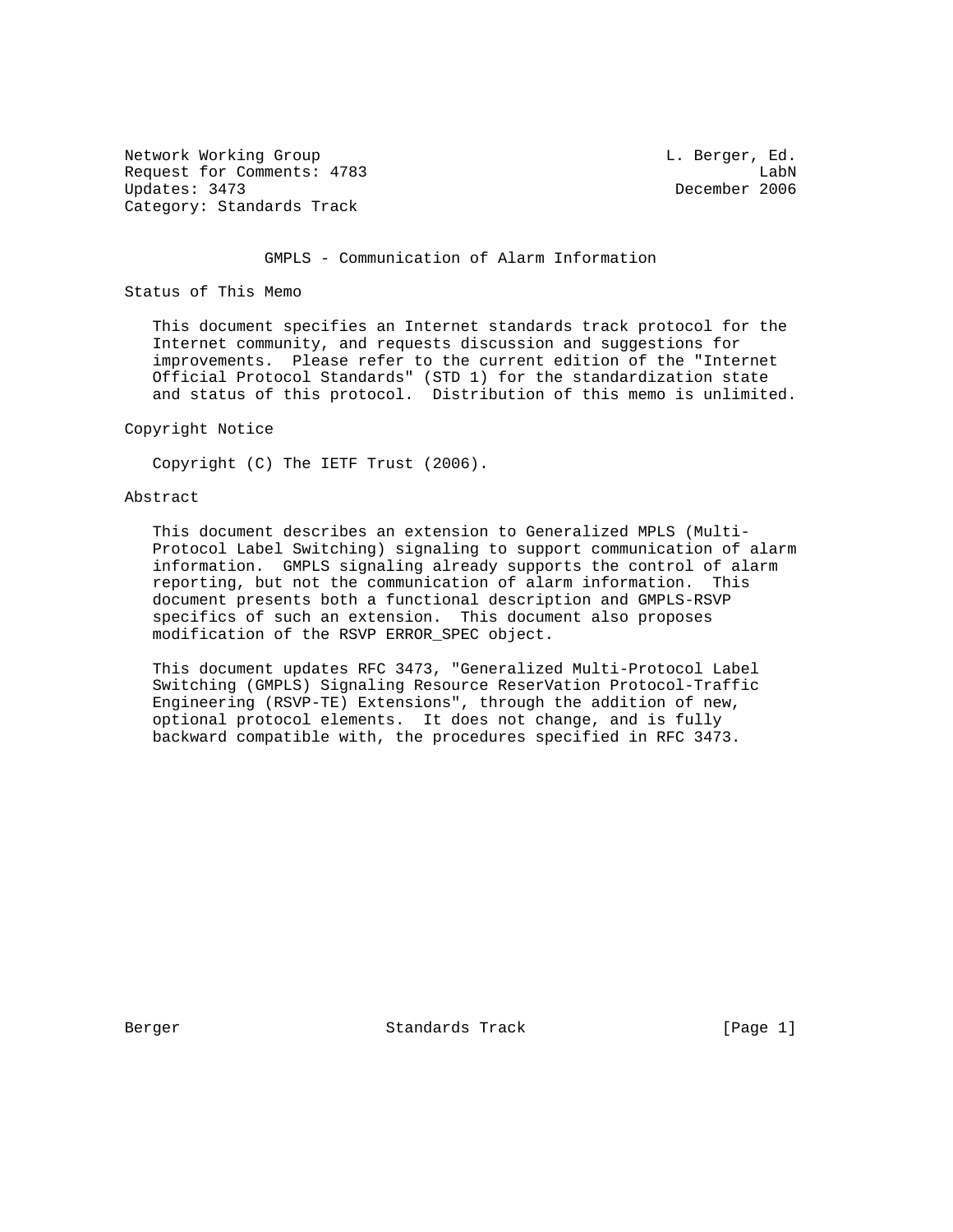Network Working Group L. Berger, Ed.
Request for Comments: 4783 LabN
Updates: 3473 December 2006
Category: Standards Track

# GMPLS - Communication of Alarm Information

## Status of This Memo

This document specifies an Internet standards track protocol for the Internet community, and requests discussion and suggestions for improvements. Please refer to the current edition of the "Internet Official Protocol Standards" (STD 1) for the standardization state and status of this protocol. Distribution of this memo is unlimited.

## Copyright Notice

Copyright (C) The IETF Trust (2006).

## Abstract

This document describes an extension to Generalized MPLS (Multi-Protocol Label Switching) signaling to support communication of alarm information. GMPLS signaling already supports the control of alarm reporting, but not the communication of alarm information. This document presents both a functional description and GMPLS-RSVP specifics of such an extension. This document also proposes modification of the RSVP ERROR_SPEC object.

This document updates RFC 3473, "Generalized Multi-Protocol Label Switching (GMPLS) Signaling Resource ReserVation Protocol-Traffic Engineering (RSVP-TE) Extensions", through the addition of new, optional protocol elements. It does not change, and is fully backward compatible with, the procedures specified in RFC 3473.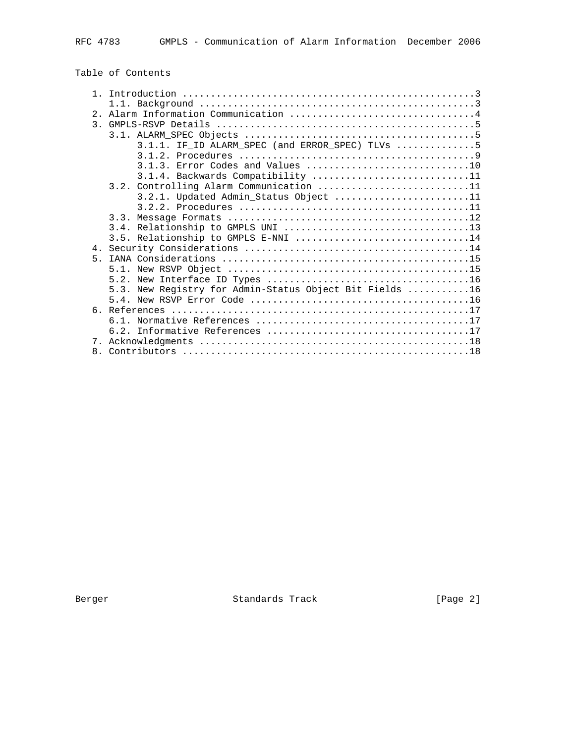## Table of Contents

```
   1. Introduction ....................................................3
      1.1. Background .................................................3
   2. Alarm Information Communication .................................4
   3. GMPLS-RSVP Details ..............................................5
      3.1. ALARM_SPEC Objects .........................................5
           3.1.1. IF_ID ALARM_SPEC (and ERROR_SPEC) TLVs ..............5
           3.1.2. Procedures ..........................................9
           3.1.3. Error Codes and Values .............................10
           3.1.4. Backwards Compatibility ............................11
      3.2. Controlling Alarm Communication ...........................11
           3.2.1. Updated Admin_Status Object ........................11
           3.2.2. Procedures .........................................11
      3.3. Message Formats ...........................................12
      3.4. Relationship to GMPLS UNI .................................13
      3.5. Relationship to GMPLS E-NNI ...............................14
   4. Security Considerations ........................................14
   5. IANA Considerations ............................................15
      5.1. New RSVP Object ...........................................15
      5.2. New Interface ID Types ....................................16
      5.3. New Registry for Admin-Status Object Bit Fields ...........16
      5.4. New RSVP Error Code .......................................16
   6. References .....................................................17
      6.1. Normative References ......................................17
      6.2. Informative References ....................................17
   7. Acknowledgments ................................................18
   8. Contributors ...................................................18
```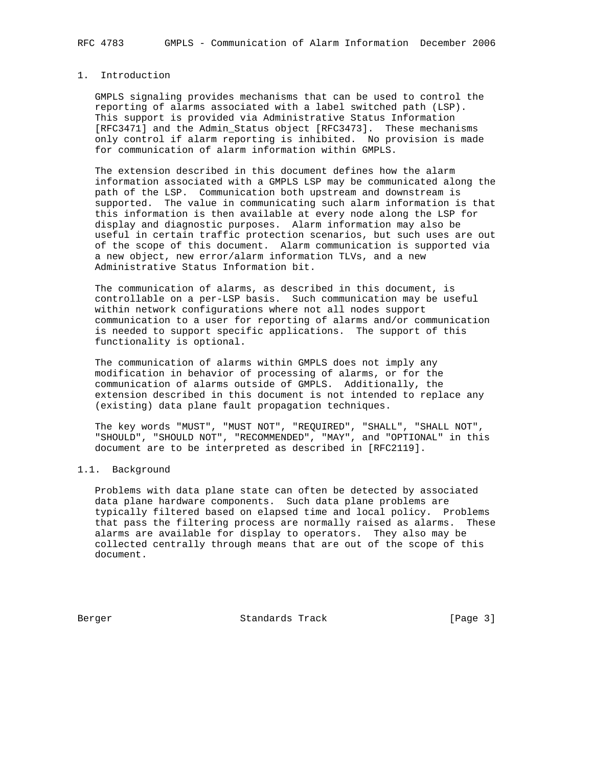# 1. Introduction

GMPLS signaling provides mechanisms that can be used to control the reporting of alarms associated with a label switched path (LSP). This support is provided via Administrative Status Information [RFC3471] and the Admin_Status object [RFC3473]. These mechanisms only control if alarm reporting is inhibited. No provision is made for communication of alarm information within GMPLS.

The extension described in this document defines how the alarm information associated with a GMPLS LSP may be communicated along the path of the LSP. Communication both upstream and downstream is supported. The value in communicating such alarm information is that this information is then available at every node along the LSP for display and diagnostic purposes. Alarm information may also be useful in certain traffic protection scenarios, but such uses are out of the scope of this document. Alarm communication is supported via a new object, new error/alarm information TLVs, and a new Administrative Status Information bit.

The communication of alarms, as described in this document, is controllable on a per-LSP basis. Such communication may be useful within network configurations where not all nodes support communication to a user for reporting of alarms and/or communication is needed to support specific applications. The support of this functionality is optional.

The communication of alarms within GMPLS does not imply any modification in behavior of processing of alarms, or for the communication of alarms outside of GMPLS. Additionally, the extension described in this document is not intended to replace any (existing) data plane fault propagation techniques.

The key words "MUST", "MUST NOT", "REQUIRED", "SHALL", "SHALL NOT", "SHOULD", "SHOULD NOT", "RECOMMENDED", "MAY", and "OPTIONAL" in this document are to be interpreted as described in [RFC2119].

## 1.1. Background

Problems with data plane state can often be detected by associated data plane hardware components. Such data plane problems are typically filtered based on elapsed time and local policy. Problems that pass the filtering process are normally raised as alarms. These alarms are available for display to operators. They also may be collected centrally through means that are out of the scope of this document.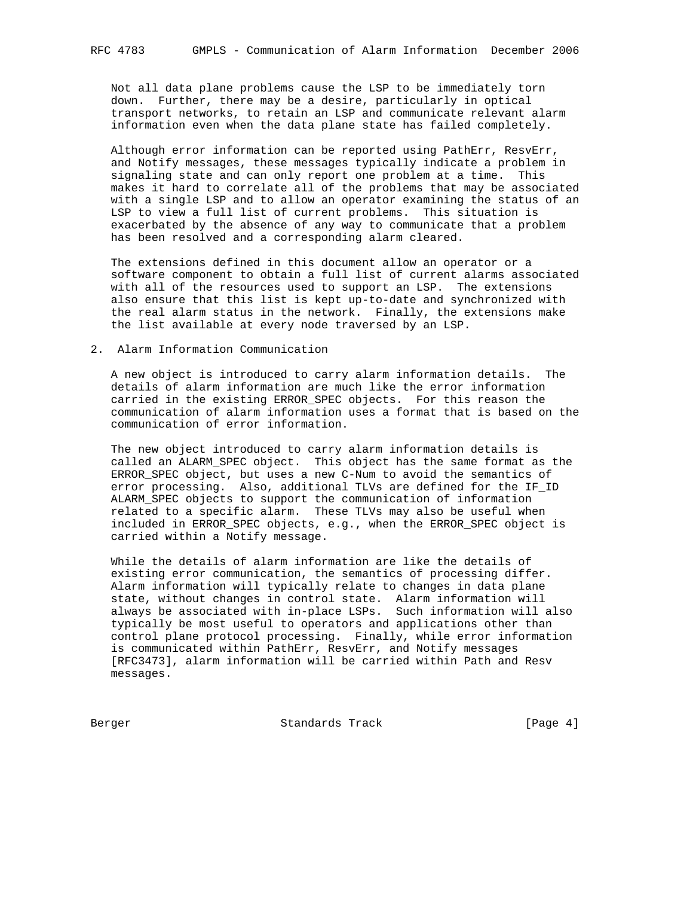Not all data plane problems cause the LSP to be immediately torn down. Further, there may be a desire, particularly in optical transport networks, to retain an LSP and communicate relevant alarm information even when the data plane state has failed completely.

Although error information can be reported using PathErr, ResvErr, and Notify messages, these messages typically indicate a problem in signaling state and can only report one problem at a time. This makes it hard to correlate all of the problems that may be associated with a single LSP and to allow an operator examining the status of an LSP to view a full list of current problems. This situation is exacerbated by the absence of any way to communicate that a problem has been resolved and a corresponding alarm cleared.

The extensions defined in this document allow an operator or a software component to obtain a full list of current alarms associated with all of the resources used to support an LSP. The extensions also ensure that this list is kept up-to-date and synchronized with the real alarm status in the network. Finally, the extensions make the list available at every node traversed by an LSP.

## 2. Alarm Information Communication

A new object is introduced to carry alarm information details. The details of alarm information are much like the error information carried in the existing ERROR_SPEC objects. For this reason the communication of alarm information uses a format that is based on the communication of error information.

The new object introduced to carry alarm information details is called an ALARM_SPEC object. This object has the same format as the ERROR_SPEC object, but uses a new C-Num to avoid the semantics of error processing. Also, additional TLVs are defined for the IF_ID ALARM_SPEC objects to support the communication of information related to a specific alarm. These TLVs may also be useful when included in ERROR_SPEC objects, e.g., when the ERROR_SPEC object is carried within a Notify message.

While the details of alarm information are like the details of existing error communication, the semantics of processing differ. Alarm information will typically relate to changes in data plane state, without changes in control state. Alarm information will always be associated with in-place LSPs. Such information will also typically be most useful to operators and applications other than control plane protocol processing. Finally, while error information is communicated within PathErr, ResvErr, and Notify messages [RFC3473], alarm information will be carried within Path and Resv messages.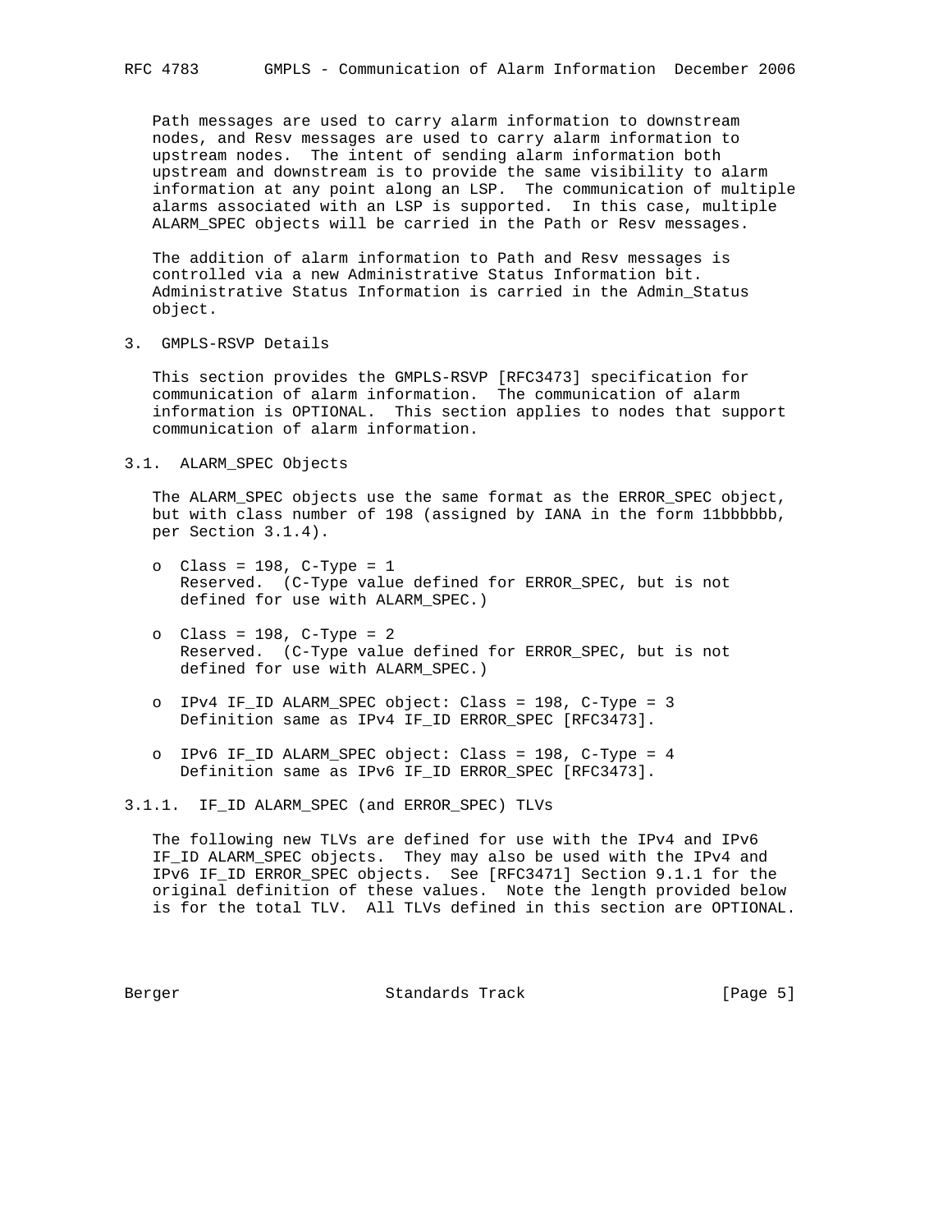Path messages are used to carry alarm information to downstream nodes, and Resv messages are used to carry alarm information to upstream nodes. The intent of sending alarm information both upstream and downstream is to provide the same visibility to alarm information at any point along an LSP. The communication of multiple alarms associated with an LSP is supported. In this case, multiple ALARM_SPEC objects will be carried in the Path or Resv messages.

The addition of alarm information to Path and Resv messages is controlled via a new Administrative Status Information bit. Administrative Status Information is carried in the Admin_Status object.

## 3. GMPLS-RSVP Details

This section provides the GMPLS-RSVP [RFC3473] specification for communication of alarm information. The communication of alarm information is OPTIONAL. This section applies to nodes that support communication of alarm information.

### 3.1. ALARM_SPEC Objects

The ALARM_SPEC objects use the same format as the ERROR_SPEC object, but with class number of 198 (assigned by IANA in the form 11bbbbbb, per Section 3.1.4).

- o Class = 198, C-Type = 1
  Reserved. (C-Type value defined for ERROR_SPEC, but is not defined for use with ALARM_SPEC.)

- o Class = 198, C-Type = 2
  Reserved. (C-Type value defined for ERROR_SPEC, but is not defined for use with ALARM_SPEC.)

- o IPv4 IF_ID ALARM_SPEC object: Class = 198, C-Type = 3
  Definition same as IPv4 IF_ID ERROR_SPEC [RFC3473].

- o IPv6 IF_ID ALARM_SPEC object: Class = 198, C-Type = 4
  Definition same as IPv6 IF_ID ERROR_SPEC [RFC3473].

#### 3.1.1. IF_ID ALARM_SPEC (and ERROR_SPEC) TLVs

The following new TLVs are defined for use with the IPv4 and IPv6 IF_ID ALARM_SPEC objects. They may also be used with the IPv4 and IPv6 IF_ID ERROR_SPEC objects. See [RFC3471] Section 9.1.1 for the original definition of these values. Note the length provided below is for the total TLV. All TLVs defined in this section are OPTIONAL.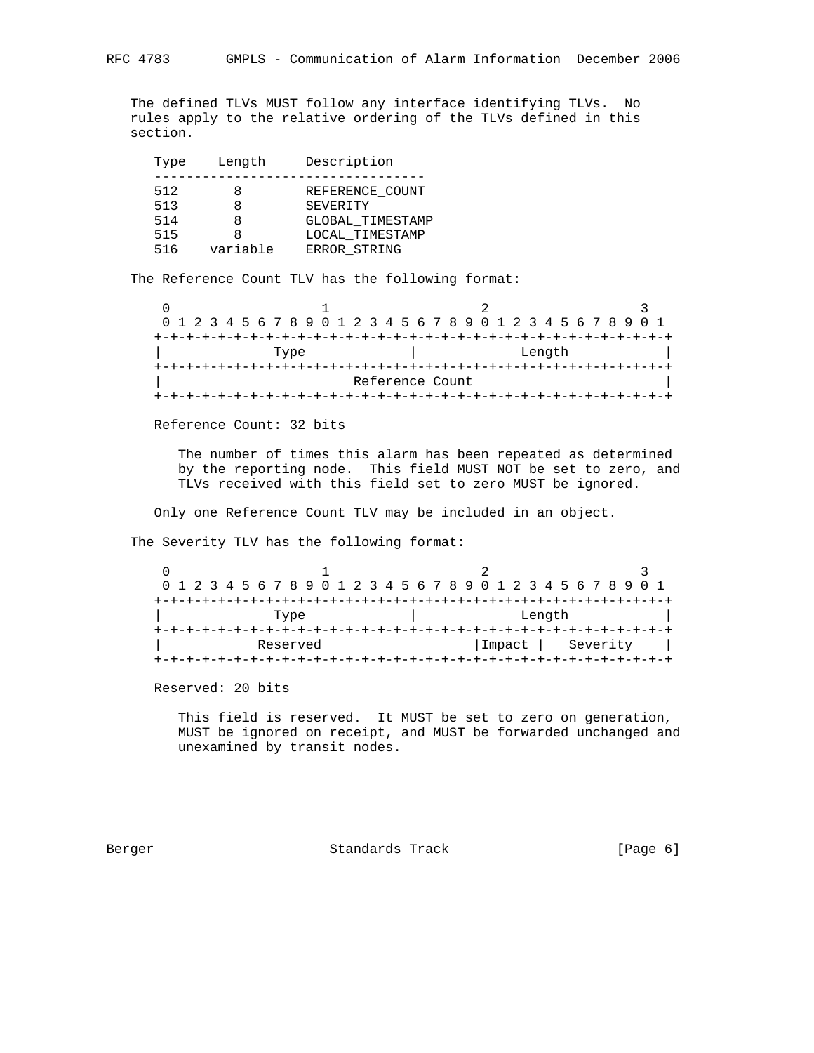The defined TLVs MUST follow any interface identifying TLVs. No rules apply to the relative ordering of the TLVs defined in this section.

| Type | Length | Description |
|---|---|---|
| 512 | 8 | REFERENCE_COUNT |
| 513 | 8 | SEVERITY |
| 514 | 8 | GLOBAL_TIMESTAMP |
| 515 | 8 | LOCAL_TIMESTAMP |
| 516 | variable | ERROR_STRING |

The Reference Count TLV has the following format:

```
 0                   1                   2                   3
 0 1 2 3 4 5 6 7 8 9 0 1 2 3 4 5 6 7 8 9 0 1 2 3 4 5 6 7 8 9 0 1
+-+-+-+-+-+-+-+-+-+-+-+-+-+-+-+-+-+-+-+-+-+-+-+-+-+-+-+-+-+-+-+-+
|             Type              |             Length            |
+-+-+-+-+-+-+-+-+-+-+-+-+-+-+-+-+-+-+-+-+-+-+-+-+-+-+-+-+-+-+-+-+
|                        Reference Count                        |
+-+-+-+-+-+-+-+-+-+-+-+-+-+-+-+-+-+-+-+-+-+-+-+-+-+-+-+-+-+-+-+-+
```

Reference Count: 32 bits

The number of times this alarm has been repeated as determined by the reporting node. This field MUST NOT be set to zero, and TLVs received with this field set to zero MUST be ignored.

Only one Reference Count TLV may be included in an object.

The Severity TLV has the following format:

```
 0                   1                   2                   3
 0 1 2 3 4 5 6 7 8 9 0 1 2 3 4 5 6 7 8 9 0 1 2 3 4 5 6 7 8 9 0 1
+-+-+-+-+-+-+-+-+-+-+-+-+-+-+-+-+-+-+-+-+-+-+-+-+-+-+-+-+-+-+-+-+
|             Type              |             Length            |
+-+-+-+-+-+-+-+-+-+-+-+-+-+-+-+-+-+-+-+-+-+-+-+-+-+-+-+-+-+-+-+-+
|            Reserved                   |Impact |   Severity    |
+-+-+-+-+-+-+-+-+-+-+-+-+-+-+-+-+-+-+-+-+-+-+-+-+-+-+-+-+-+-+-+-+
```

Reserved: 20 bits

This field is reserved. It MUST be set to zero on generation, MUST be ignored on receipt, and MUST be forwarded unchanged and unexamined by transit nodes.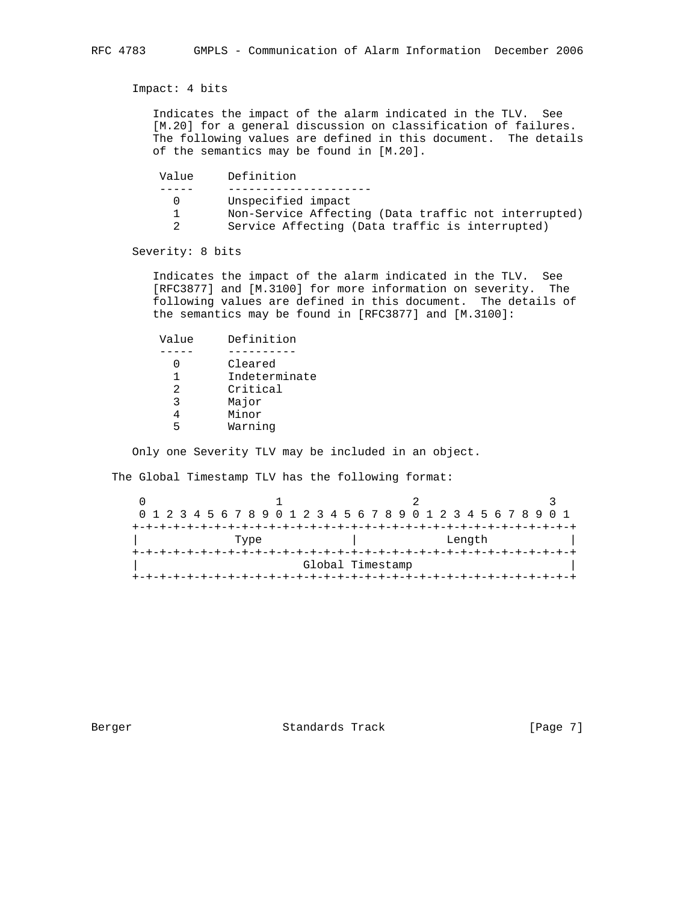Impact: 4 bits

Indicates the impact of the alarm indicated in the TLV. See [M.20] for a general discussion on classification of failures. The following values are defined in this document. The details of the semantics may be found in [M.20].

| Value | Definition |
| --- | --- |
| 0 | Unspecified impact |
| 1 | Non-Service Affecting (Data traffic not interrupted) |
| 2 | Service Affecting (Data traffic is interrupted) |

Severity: 8 bits

Indicates the impact of the alarm indicated in the TLV. See [RFC3877] and [M.3100] for more information on severity. The following values are defined in this document. The details of the semantics may be found in [RFC3877] and [M.3100]:

| Value | Definition |
| --- | --- |
| 0 | Cleared |
| 1 | Indeterminate |
| 2 | Critical |
| 3 | Major |
| 4 | Minor |
| 5 | Warning |

Only one Severity TLV may be included in an object.

The Global Timestamp TLV has the following format:

```
 0                   1                   2                   3
 0 1 2 3 4 5 6 7 8 9 0 1 2 3 4 5 6 7 8 9 0 1 2 3 4 5 6 7 8 9 0 1
+-+-+-+-+-+-+-+-+-+-+-+-+-+-+-+-+-+-+-+-+-+-+-+-+-+-+-+-+-+-+-+-+
|             Type              |            Length             |
+-+-+-+-+-+-+-+-+-+-+-+-+-+-+-+-+-+-+-+-+-+-+-+-+-+-+-+-+-+-+-+-+
|                        Global Timestamp                       |
+-+-+-+-+-+-+-+-+-+-+-+-+-+-+-+-+-+-+-+-+-+-+-+-+-+-+-+-+-+-+-+-+
```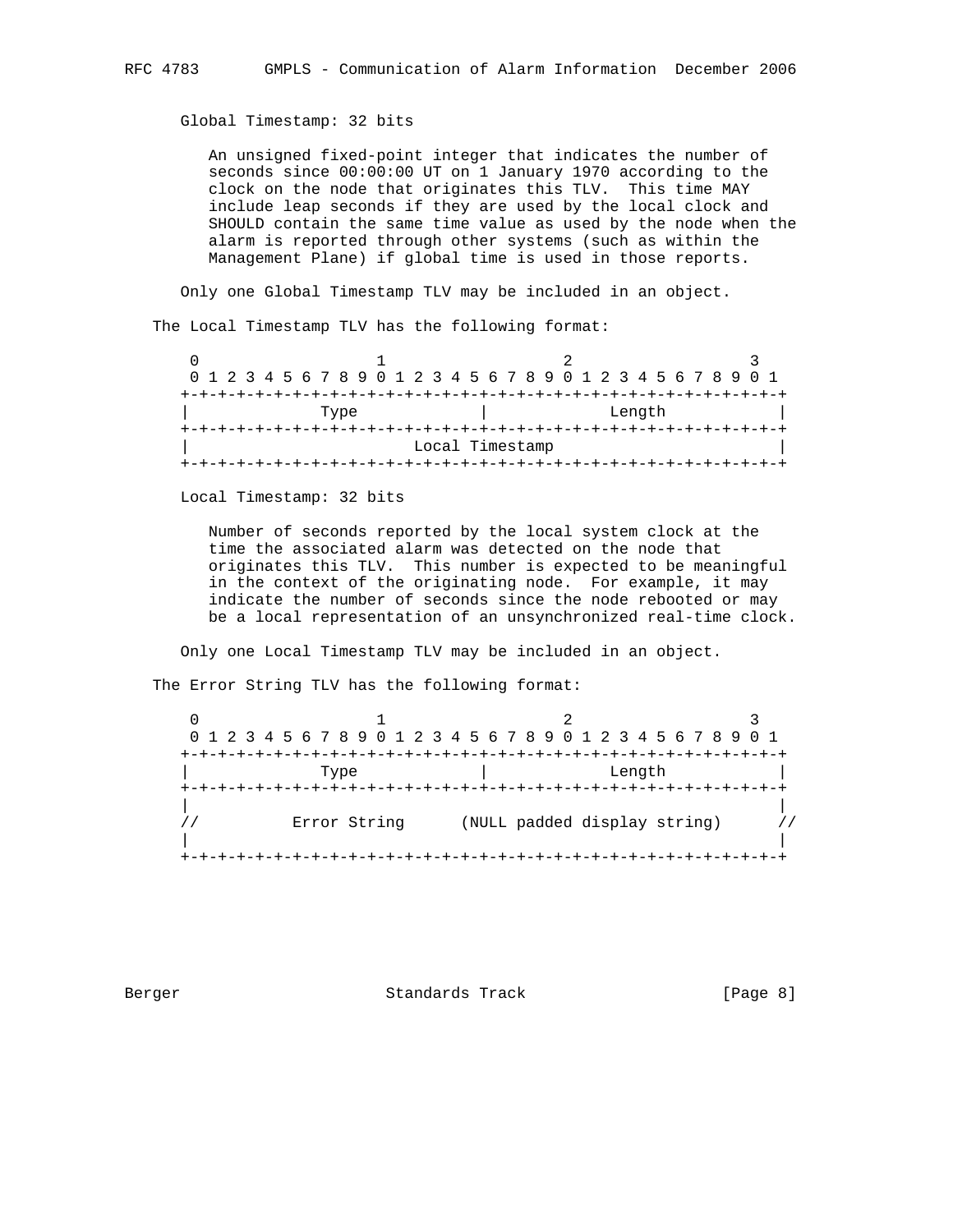Global Timestamp: 32 bits

An unsigned fixed-point integer that indicates the number of seconds since 00:00:00 UT on 1 January 1970 according to the clock on the node that originates this TLV. This time MAY include leap seconds if they are used by the local clock and SHOULD contain the same time value as used by the node when the alarm is reported through other systems (such as within the Management Plane) if global time is used in those reports.

Only one Global Timestamp TLV may be included in an object.

The Local Timestamp TLV has the following format:

```
 0                   1                   2                   3
 0 1 2 3 4 5 6 7 8 9 0 1 2 3 4 5 6 7 8 9 0 1 2 3 4 5 6 7 8 9 0 1
+-+-+-+-+-+-+-+-+-+-+-+-+-+-+-+-+-+-+-+-+-+-+-+-+-+-+-+-+-+-+-+-+
|             Type              |            Length             |
+-+-+-+-+-+-+-+-+-+-+-+-+-+-+-+-+-+-+-+-+-+-+-+-+-+-+-+-+-+-+-+-+
|                         Local Timestamp                       |
+-+-+-+-+-+-+-+-+-+-+-+-+-+-+-+-+-+-+-+-+-+-+-+-+-+-+-+-+-+-+-+-+
```

Local Timestamp: 32 bits

Number of seconds reported by the local system clock at the time the associated alarm was detected on the node that originates this TLV. This number is expected to be meaningful in the context of the originating node. For example, it may indicate the number of seconds since the node rebooted or may be a local representation of an unsynchronized real-time clock.

Only one Local Timestamp TLV may be included in an object.

The Error String TLV has the following format:

```
 0                   1                   2                   3
 0 1 2 3 4 5 6 7 8 9 0 1 2 3 4 5 6 7 8 9 0 1 2 3 4 5 6 7 8 9 0 1
+-+-+-+-+-+-+-+-+-+-+-+-+-+-+-+-+-+-+-+-+-+-+-+-+-+-+-+-+-+-+-+-+
|             Type              |            Length             |
+-+-+-+-+-+-+-+-+-+-+-+-+-+-+-+-+-+-+-+-+-+-+-+-+-+-+-+-+-+-+-+-+
|                                                               |
//          Error String      (NULL padded display string)      //
|                                                               |
+-+-+-+-+-+-+-+-+-+-+-+-+-+-+-+-+-+-+-+-+-+-+-+-+-+-+-+-+-+-+-+-+
```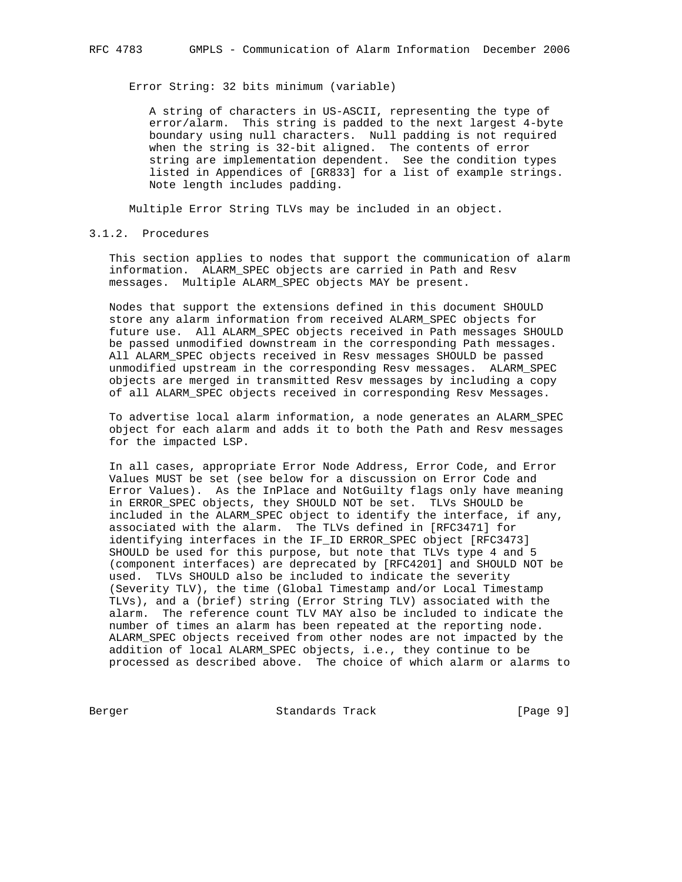Error String: 32 bits minimum (variable)

A string of characters in US-ASCII, representing the type of error/alarm. This string is padded to the next largest 4-byte boundary using null characters. Null padding is not required when the string is 32-bit aligned. The contents of error string are implementation dependent. See the condition types listed in Appendices of [GR833] for a list of example strings. Note length includes padding.

Multiple Error String TLVs may be included in an object.

### 3.1.2. Procedures

This section applies to nodes that support the communication of alarm information. ALARM_SPEC objects are carried in Path and Resv messages. Multiple ALARM_SPEC objects MAY be present.

Nodes that support the extensions defined in this document SHOULD store any alarm information from received ALARM_SPEC objects for future use. All ALARM_SPEC objects received in Path messages SHOULD be passed unmodified downstream in the corresponding Path messages. All ALARM_SPEC objects received in Resv messages SHOULD be passed unmodified upstream in the corresponding Resv messages. ALARM_SPEC objects are merged in transmitted Resv messages by including a copy of all ALARM_SPEC objects received in corresponding Resv Messages.

To advertise local alarm information, a node generates an ALARM_SPEC object for each alarm and adds it to both the Path and Resv messages for the impacted LSP.

In all cases, appropriate Error Node Address, Error Code, and Error Values MUST be set (see below for a discussion on Error Code and Error Values). As the InPlace and NotGuilty flags only have meaning in ERROR_SPEC objects, they SHOULD NOT be set. TLVs SHOULD be included in the ALARM_SPEC object to identify the interface, if any, associated with the alarm. The TLVs defined in [RFC3471] for identifying interfaces in the IF_ID ERROR_SPEC object [RFC3473] SHOULD be used for this purpose, but note that TLVs type 4 and 5 (component interfaces) are deprecated by [RFC4201] and SHOULD NOT be used. TLVs SHOULD also be included to indicate the severity (Severity TLV), the time (Global Timestamp and/or Local Timestamp TLVs), and a (brief) string (Error String TLV) associated with the alarm. The reference count TLV MAY also be included to indicate the number of times an alarm has been repeated at the reporting node. ALARM_SPEC objects received from other nodes are not impacted by the addition of local ALARM_SPEC objects, i.e., they continue to be processed as described above. The choice of which alarm or alarms to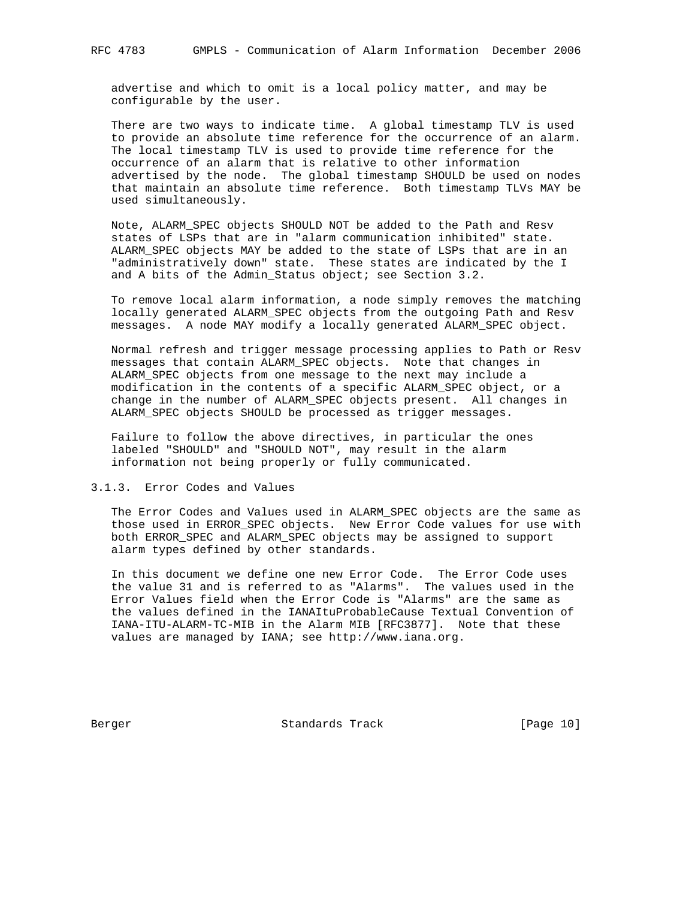advertise and which to omit is a local policy matter, and may be configurable by the user.

There are two ways to indicate time. A global timestamp TLV is used to provide an absolute time reference for the occurrence of an alarm. The local timestamp TLV is used to provide time reference for the occurrence of an alarm that is relative to other information advertised by the node. The global timestamp SHOULD be used on nodes that maintain an absolute time reference. Both timestamp TLVs MAY be used simultaneously.

Note, ALARM_SPEC objects SHOULD NOT be added to the Path and Resv states of LSPs that are in "alarm communication inhibited" state. ALARM_SPEC objects MAY be added to the state of LSPs that are in an "administratively down" state. These states are indicated by the I and A bits of the Admin_Status object; see Section 3.2.

To remove local alarm information, a node simply removes the matching locally generated ALARM_SPEC objects from the outgoing Path and Resv messages. A node MAY modify a locally generated ALARM_SPEC object.

Normal refresh and trigger message processing applies to Path or Resv messages that contain ALARM_SPEC objects. Note that changes in ALARM_SPEC objects from one message to the next may include a modification in the contents of a specific ALARM_SPEC object, or a change in the number of ALARM_SPEC objects present. All changes in ALARM_SPEC objects SHOULD be processed as trigger messages.

Failure to follow the above directives, in particular the ones labeled "SHOULD" and "SHOULD NOT", may result in the alarm information not being properly or fully communicated.

### 3.1.3. Error Codes and Values

The Error Codes and Values used in ALARM_SPEC objects are the same as those used in ERROR_SPEC objects. New Error Code values for use with both ERROR_SPEC and ALARM_SPEC objects may be assigned to support alarm types defined by other standards.

In this document we define one new Error Code. The Error Code uses the value 31 and is referred to as "Alarms". The values used in the Error Values field when the Error Code is "Alarms" are the same as the values defined in the IANAItuProbableCause Textual Convention of IANA-ITU-ALARM-TC-MIB in the Alarm MIB [RFC3877]. Note that these values are managed by IANA; see http://www.iana.org.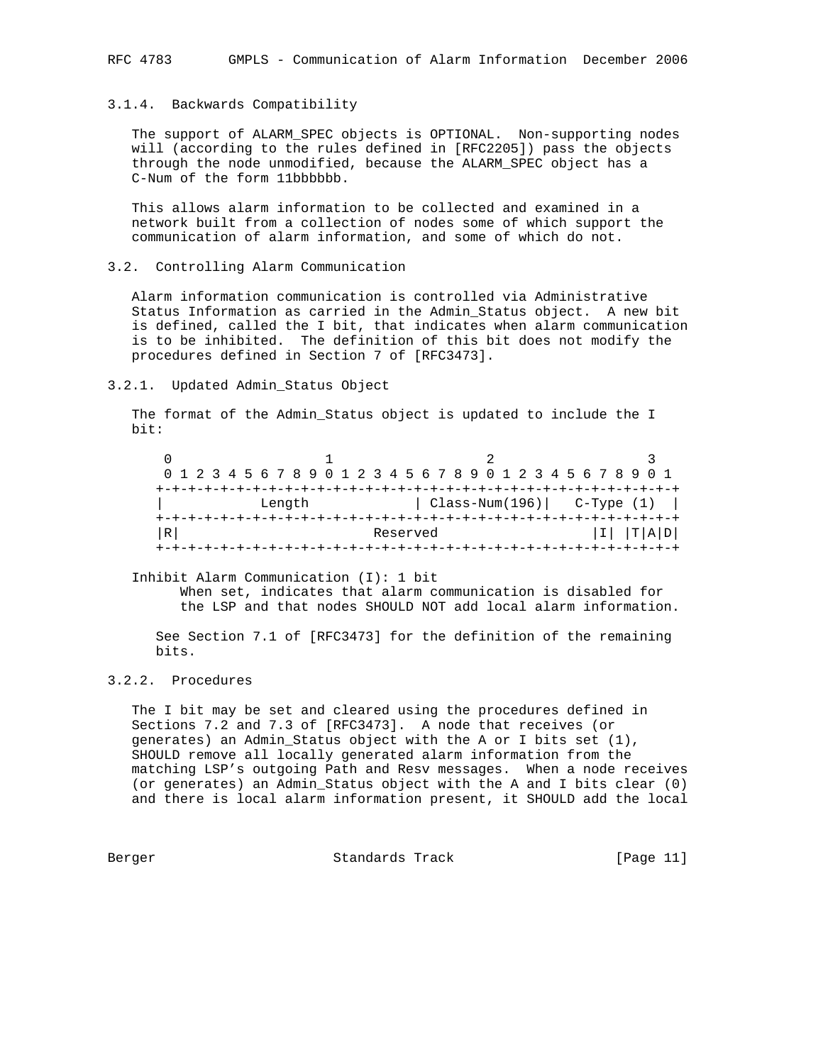### 3.1.4. Backwards Compatibility

The support of ALARM_SPEC objects is OPTIONAL. Non-supporting nodes will (according to the rules defined in [RFC2205]) pass the objects through the node unmodified, because the ALARM_SPEC object has a C-Num of the form 11bbbbbb.

This allows alarm information to be collected and examined in a network built from a collection of nodes some of which support the communication of alarm information, and some of which do not.

## 3.2. Controlling Alarm Communication

Alarm information communication is controlled via Administrative Status Information as carried in the Admin_Status object. A new bit is defined, called the I bit, that indicates when alarm communication is to be inhibited. The definition of this bit does not modify the procedures defined in Section 7 of [RFC3473].

### 3.2.1. Updated Admin_Status Object

The format of the Admin_Status object is updated to include the I bit:

```
 0                   1                   2                   3
 0 1 2 3 4 5 6 7 8 9 0 1 2 3 4 5 6 7 8 9 0 1 2 3 4 5 6 7 8 9 0 1
+-+-+-+-+-+-+-+-+-+-+-+-+-+-+-+-+-+-+-+-+-+-+-+-+-+-+-+-+-+-+-+-+
|            Length             | Class-Num(196)|   C-Type (1)  |
+-+-+-+-+-+-+-+-+-+-+-+-+-+-+-+-+-+-+-+-+-+-+-+-+-+-+-+-+-+-+-+-+
|R|                        Reserved                 |I| |T|A|D|
+-+-+-+-+-+-+-+-+-+-+-+-+-+-+-+-+-+-+-+-+-+-+-+-+-+-+-+-+-+-+-+-+
```

Inhibit Alarm Communication (I): 1 bit
    When set, indicates that alarm communication is disabled for the LSP and that nodes SHOULD NOT add local alarm information.

See Section 7.1 of [RFC3473] for the definition of the remaining bits.

### 3.2.2. Procedures

The I bit may be set and cleared using the procedures defined in Sections 7.2 and 7.3 of [RFC3473]. A node that receives (or generates) an Admin_Status object with the A or I bits set (1), SHOULD remove all locally generated alarm information from the matching LSP's outgoing Path and Resv messages. When a node receives (or generates) an Admin_Status object with the A and I bits clear (0) and there is local alarm information present, it SHOULD add the local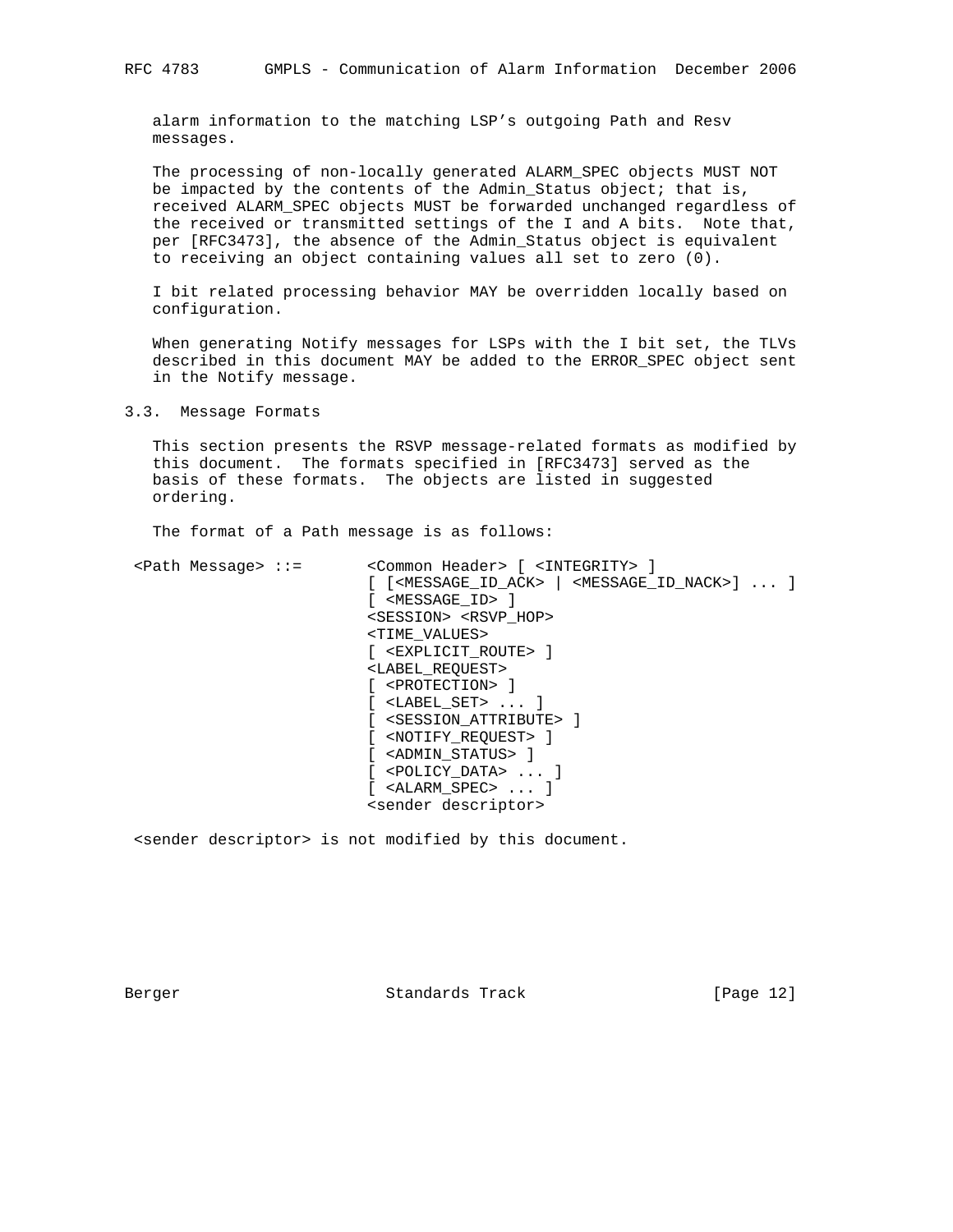alarm information to the matching LSP's outgoing Path and Resv messages.

The processing of non-locally generated ALARM_SPEC objects MUST NOT be impacted by the contents of the Admin_Status object; that is, received ALARM_SPEC objects MUST be forwarded unchanged regardless of the received or transmitted settings of the I and A bits. Note that, per [RFC3473], the absence of the Admin_Status object is equivalent to receiving an object containing values all set to zero (0).

I bit related processing behavior MAY be overridden locally based on configuration.

When generating Notify messages for LSPs with the I bit set, the TLVs described in this document MAY be added to the ERROR_SPEC object sent in the Notify message.

## 3.3. Message Formats

This section presents the RSVP message-related formats as modified by this document. The formats specified in [RFC3473] served as the basis of these formats. The objects are listed in suggested ordering.

The format of a Path message is as follows:

```
<Path Message> ::=       <Common Header> [ <INTEGRITY> ]
                         [ [<MESSAGE_ID_ACK> | <MESSAGE_ID_NACK>] ... ]
                         [ <MESSAGE_ID> ]
                         <SESSION> <RSVP_HOP>
                         <TIME_VALUES>
                         [ <EXPLICIT_ROUTE> ]
                         <LABEL_REQUEST>
                         [ <PROTECTION> ]
                         [ <LABEL_SET> ... ]
                         [ <SESSION_ATTRIBUTE> ]
                         [ <NOTIFY_REQUEST> ]
                         [ <ADMIN_STATUS> ]
                         [ <POLICY_DATA> ... ]
                         [ <ALARM_SPEC> ... ]
                         <sender descriptor>
```

<sender descriptor> is not modified by this document.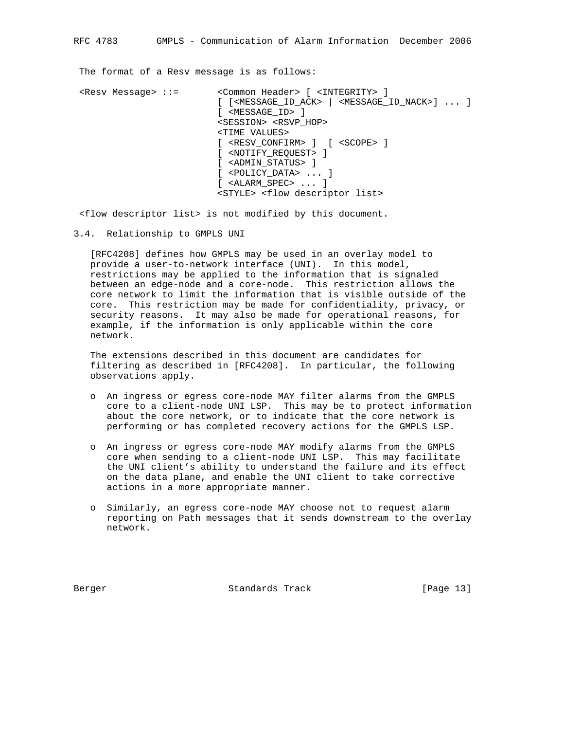The format of a Resv message is as follows:

```
<Resv Message> ::=       <Common Header> [ <INTEGRITY> ]
                         [ [<MESSAGE_ID_ACK> | <MESSAGE_ID_NACK>] ... ]
                         [ <MESSAGE_ID> ]
                         <SESSION> <RSVP_HOP>
                         <TIME_VALUES>
                         [ <RESV_CONFIRM> ]  [ <SCOPE> ]
                         [ <NOTIFY_REQUEST> ]
                         [ <ADMIN_STATUS> ]
                         [ <POLICY_DATA> ... ]
                         [ <ALARM_SPEC> ... ]
                         <STYLE> <flow descriptor list>
```

<flow descriptor list> is not modified by this document.

### 3.4. Relationship to GMPLS UNI

[RFC4208] defines how GMPLS may be used in an overlay model to provide a user-to-network interface (UNI). In this model, restrictions may be applied to the information that is signaled between an edge-node and a core-node. This restriction allows the core network to limit the information that is visible outside of the core. This restriction may be made for confidentiality, privacy, or security reasons. It may also be made for operational reasons, for example, if the information is only applicable within the core network.

The extensions described in this document are candidates for filtering as described in [RFC4208]. In particular, the following observations apply.

- An ingress or egress core-node MAY filter alarms from the GMPLS core to a client-node UNI LSP. This may be to protect information about the core network, or to indicate that the core network is performing or has completed recovery actions for the GMPLS LSP.
- An ingress or egress core-node MAY modify alarms from the GMPLS core when sending to a client-node UNI LSP. This may facilitate the UNI client's ability to understand the failure and its effect on the data plane, and enable the UNI client to take corrective actions in a more appropriate manner.
- Similarly, an egress core-node MAY choose not to request alarm reporting on Path messages that it sends downstream to the overlay network.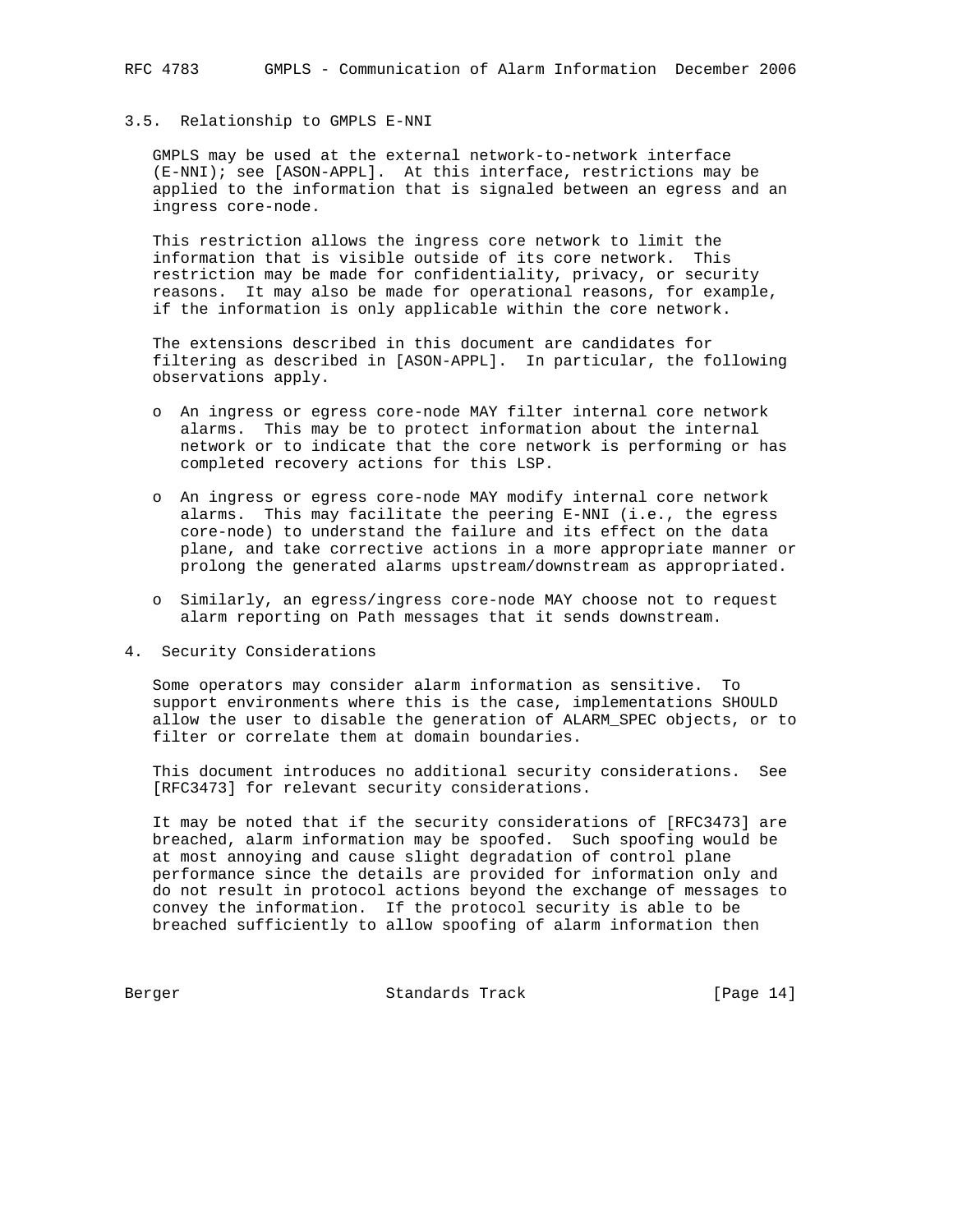### 3.5. Relationship to GMPLS E-NNI

GMPLS may be used at the external network-to-network interface (E-NNI); see [ASON-APPL]. At this interface, restrictions may be applied to the information that is signaled between an egress and an ingress core-node.

This restriction allows the ingress core network to limit the information that is visible outside of its core network. This restriction may be made for confidentiality, privacy, or security reasons. It may also be made for operational reasons, for example, if the information is only applicable within the core network.

The extensions described in this document are candidates for filtering as described in [ASON-APPL]. In particular, the following observations apply.

- An ingress or egress core-node MAY filter internal core network alarms. This may be to protect information about the internal network or to indicate that the core network is performing or has completed recovery actions for this LSP.
- An ingress or egress core-node MAY modify internal core network alarms. This may facilitate the peering E-NNI (i.e., the egress core-node) to understand the failure and its effect on the data plane, and take corrective actions in a more appropriate manner or prolong the generated alarms upstream/downstream as appropriated.
- Similarly, an egress/ingress core-node MAY choose not to request alarm reporting on Path messages that it sends downstream.

## 4. Security Considerations

Some operators may consider alarm information as sensitive. To support environments where this is the case, implementations SHOULD allow the user to disable the generation of ALARM_SPEC objects, or to filter or correlate them at domain boundaries.

This document introduces no additional security considerations. See [RFC3473] for relevant security considerations.

It may be noted that if the security considerations of [RFC3473] are breached, alarm information may be spoofed. Such spoofing would be at most annoying and cause slight degradation of control plane performance since the details are provided for information only and do not result in protocol actions beyond the exchange of messages to convey the information. If the protocol security is able to be breached sufficiently to allow spoofing of alarm information then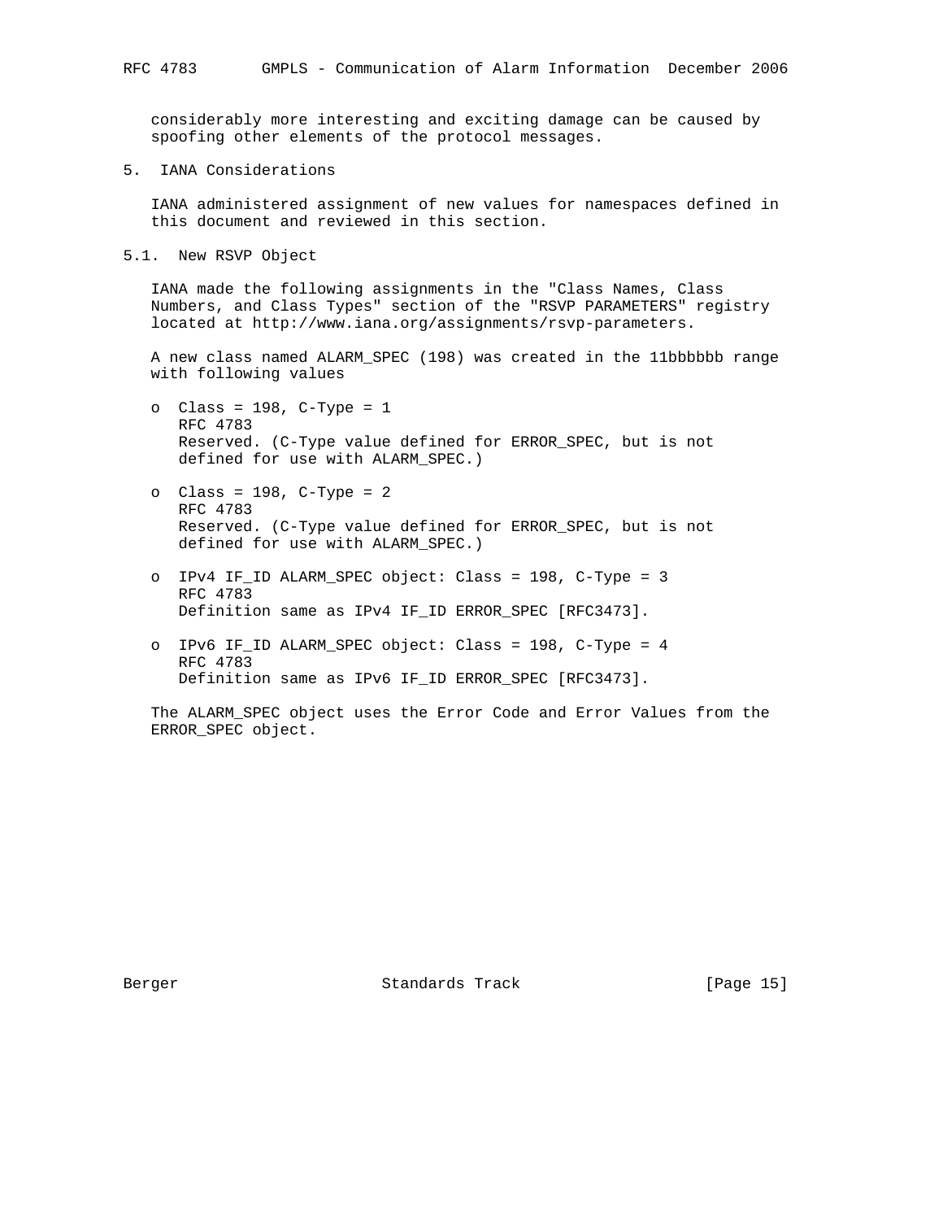considerably more interesting and exciting damage can be caused by spoofing other elements of the protocol messages.

## 5. IANA Considerations

IANA administered assignment of new values for namespaces defined in this document and reviewed in this section.

### 5.1. New RSVP Object

IANA made the following assignments in the "Class Names, Class Numbers, and Class Types" section of the "RSVP PARAMETERS" registry located at http://www.iana.org/assignments/rsvp-parameters.

A new class named ALARM_SPEC (198) was created in the 11bbbbbb range with following values

- Class = 198, C-Type = 1
  RFC 4783
  Reserved. (C-Type value defined for ERROR_SPEC, but is not defined for use with ALARM_SPEC.)

- Class = 198, C-Type = 2
  RFC 4783
  Reserved. (C-Type value defined for ERROR_SPEC, but is not defined for use with ALARM_SPEC.)

- IPv4 IF_ID ALARM_SPEC object: Class = 198, C-Type = 3
  RFC 4783
  Definition same as IPv4 IF_ID ERROR_SPEC [RFC3473].

- IPv6 IF_ID ALARM_SPEC object: Class = 198, C-Type = 4
  RFC 4783
  Definition same as IPv6 IF_ID ERROR_SPEC [RFC3473].

The ALARM_SPEC object uses the Error Code and Error Values from the ERROR_SPEC object.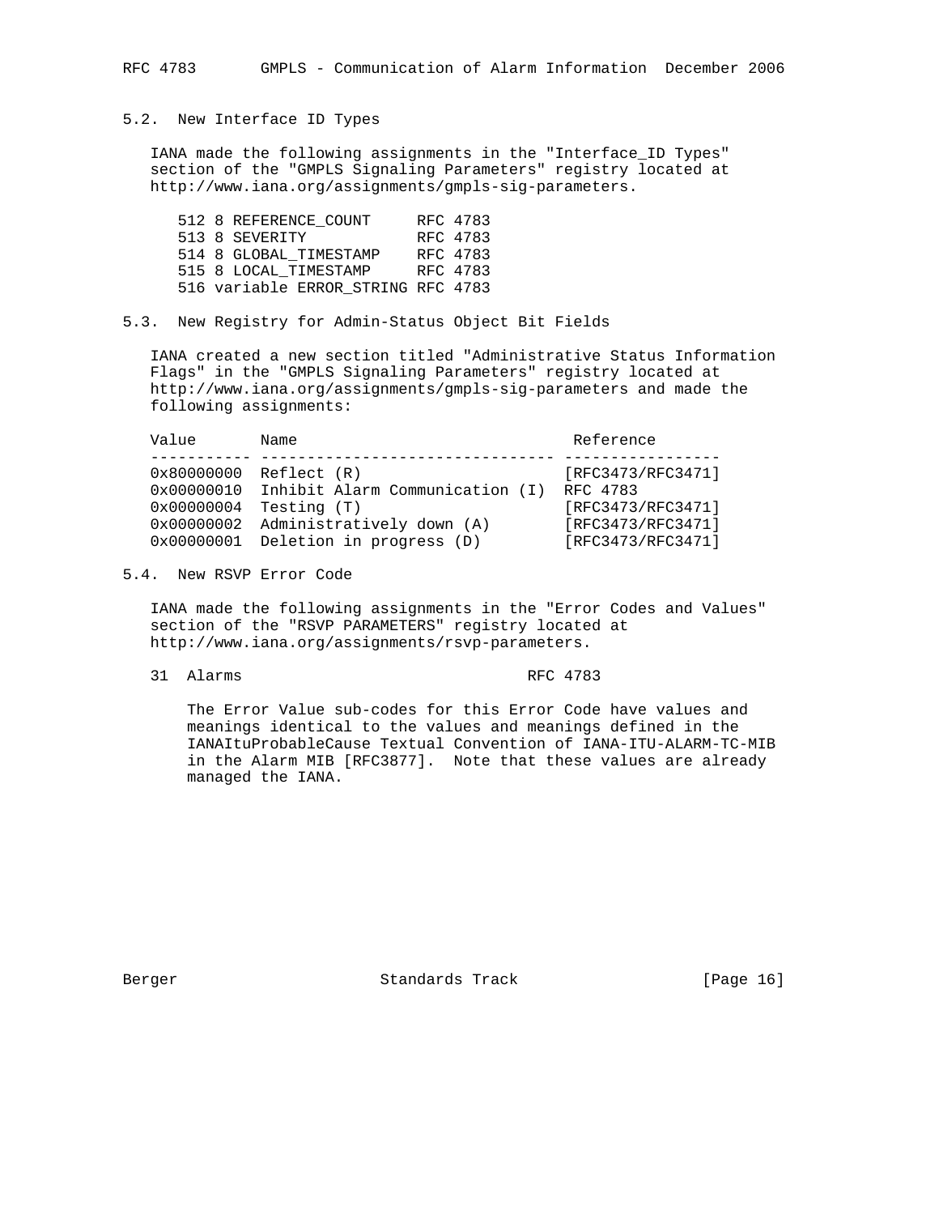### 5.2. New Interface ID Types

IANA made the following assignments in the "Interface_ID Types" section of the "GMPLS Signaling Parameters" registry located at http://www.iana.org/assignments/gmpls-sig-parameters.

```
512 8 REFERENCE_COUNT     RFC 4783
513 8 SEVERITY            RFC 4783
514 8 GLOBAL_TIMESTAMP    RFC 4783
515 8 LOCAL_TIMESTAMP     RFC 4783
516 variable ERROR_STRING RFC 4783
```

### 5.3. New Registry for Admin-Status Object Bit Fields

IANA created a new section titled "Administrative Status Information Flags" in the "GMPLS Signaling Parameters" registry located at http://www.iana.org/assignments/gmpls-sig-parameters and made the following assignments:

| Value | Name | Reference |
|---|---|---|
| 0x80000000 | Reflect (R) | [RFC3473/RFC3471] |
| 0x00000010 | Inhibit Alarm Communication (I) | RFC 4783 |
| 0x00000004 | Testing (T) | [RFC3473/RFC3471] |
| 0x00000002 | Administratively down (A) | [RFC3473/RFC3471] |
| 0x00000001 | Deletion in progress (D) | [RFC3473/RFC3471] |

### 5.4. New RSVP Error Code

IANA made the following assignments in the "Error Codes and Values" section of the "RSVP PARAMETERS" registry located at http://www.iana.org/assignments/rsvp-parameters.

```
31  Alarms                         RFC 4783
```

The Error Value sub-codes for this Error Code have values and meanings identical to the values and meanings defined in the IANAItuProbableCause Textual Convention of IANA-ITU-ALARM-TC-MIB in the Alarm MIB [RFC3877]. Note that these values are already managed the IANA.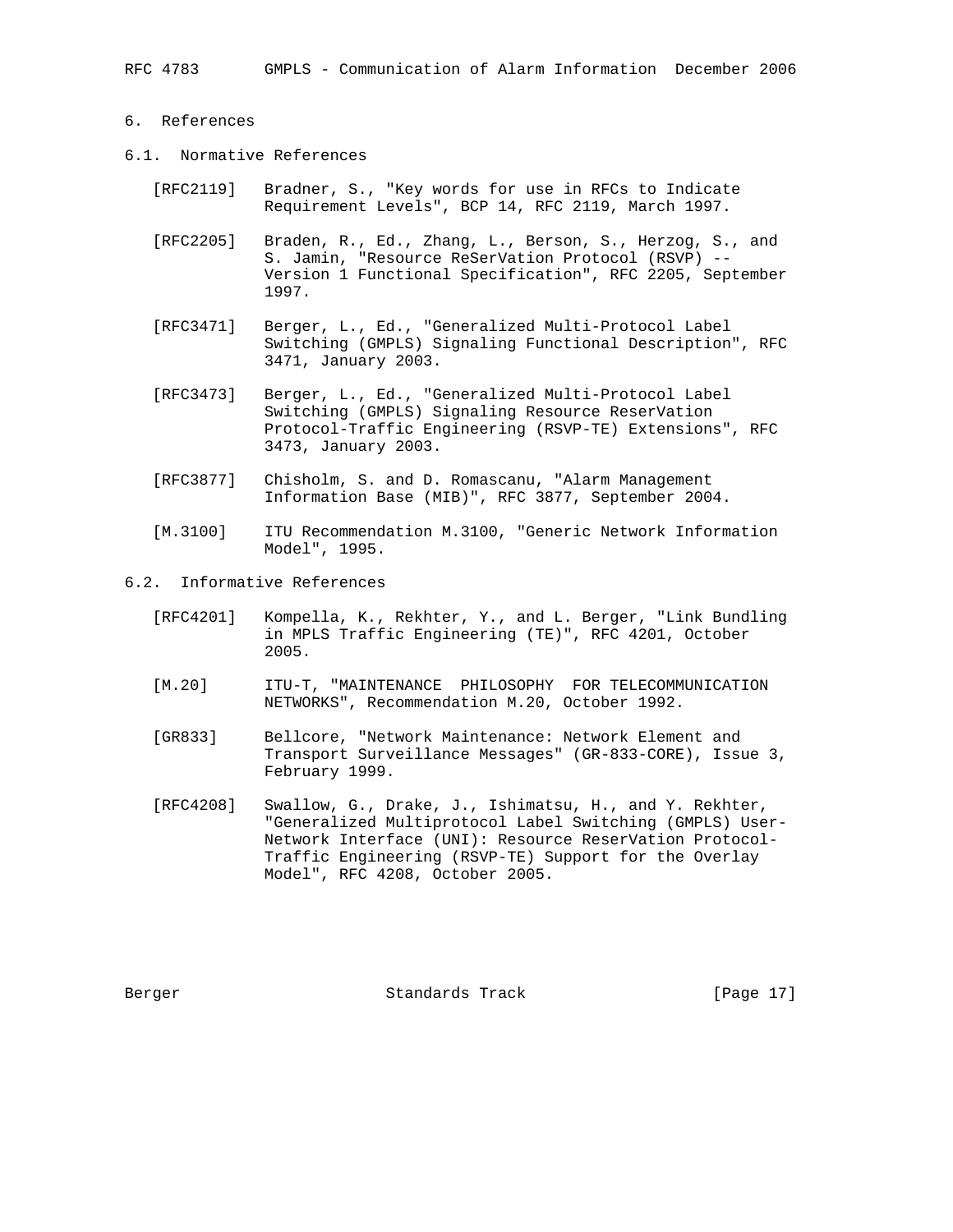## 6. References

### 6.1. Normative References

[RFC2119] Bradner, S., "Key words for use in RFCs to Indicate Requirement Levels", BCP 14, RFC 2119, March 1997.

[RFC2205] Braden, R., Ed., Zhang, L., Berson, S., Herzog, S., and S. Jamin, "Resource ReSerVation Protocol (RSVP) -- Version 1 Functional Specification", RFC 2205, September 1997.

[RFC3471] Berger, L., Ed., "Generalized Multi-Protocol Label Switching (GMPLS) Signaling Functional Description", RFC 3471, January 2003.

[RFC3473] Berger, L., Ed., "Generalized Multi-Protocol Label Switching (GMPLS) Signaling Resource ReserVation Protocol-Traffic Engineering (RSVP-TE) Extensions", RFC 3473, January 2003.

[RFC3877] Chisholm, S. and D. Romascanu, "Alarm Management Information Base (MIB)", RFC 3877, September 2004.

[M.3100] ITU Recommendation M.3100, "Generic Network Information Model", 1995.

### 6.2. Informative References

[RFC4201] Kompella, K., Rekhter, Y., and L. Berger, "Link Bundling in MPLS Traffic Engineering (TE)", RFC 4201, October 2005.

[M.20] ITU-T, "MAINTENANCE PHILOSOPHY FOR TELECOMMUNICATION NETWORKS", Recommendation M.20, October 1992.

[GR833] Bellcore, "Network Maintenance: Network Element and Transport Surveillance Messages" (GR-833-CORE), Issue 3, February 1999.

[RFC4208] Swallow, G., Drake, J., Ishimatsu, H., and Y. Rekhter, "Generalized Multiprotocol Label Switching (GMPLS) User-Network Interface (UNI): Resource ReserVation Protocol-Traffic Engineering (RSVP-TE) Support for the Overlay Model", RFC 4208, October 2005.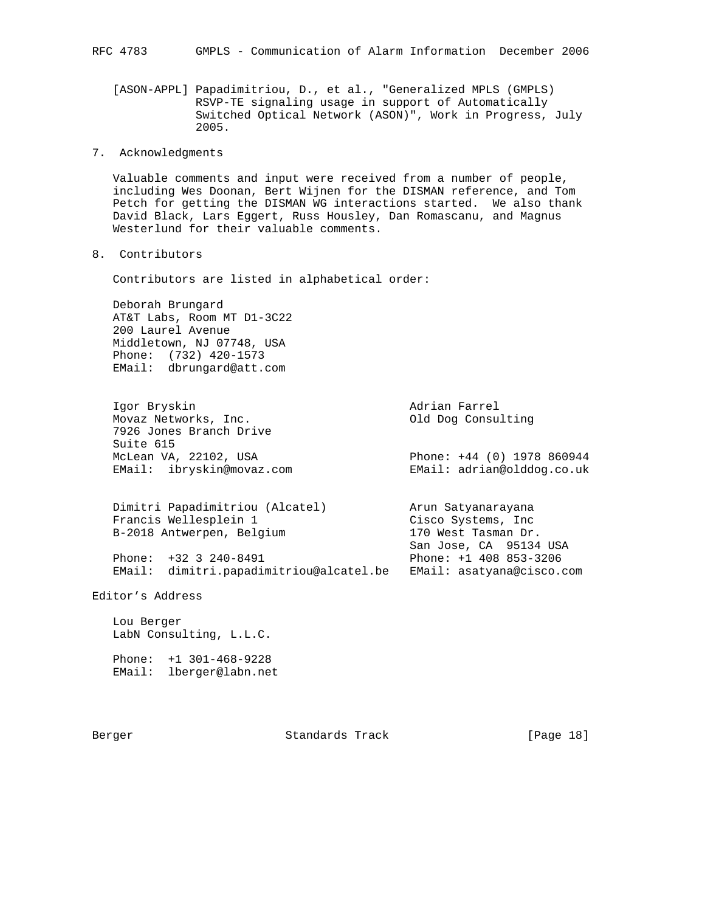[ASON-APPL] Papadimitriou, D., et al., "Generalized MPLS (GMPLS) RSVP-TE signaling usage in support of Automatically Switched Optical Network (ASON)", Work in Progress, July 2005.

## 7. Acknowledgments

Valuable comments and input were received from a number of people, including Wes Doonan, Bert Wijnen for the DISMAN reference, and Tom Petch for getting the DISMAN WG interactions started. We also thank David Black, Lars Eggert, Russ Housley, Dan Romascanu, and Magnus Westerlund for their valuable comments.

## 8. Contributors

Contributors are listed in alphabetical order:

Deborah Brungard
AT&T Labs, Room MT D1-3C22
200 Laurel Avenue
Middletown, NJ 07748, USA
Phone: (732) 420-1573
EMail: dbrungard@att.com

Igor Bryskin
Movaz Networks, Inc.
7926 Jones Branch Drive
Suite 615
McLean VA, 22102, USA
EMail: ibryskin@movaz.com

Adrian Farrel
Old Dog Consulting
Phone: +44 (0) 1978 860944
EMail: adrian@olddog.co.uk

Dimitri Papadimitriou (Alcatel)
Francis Wellesplein 1
B-2018 Antwerpen, Belgium
Phone: +32 3 240-8491
EMail: dimitri.papadimitriou@alcatel.be

Arun Satyanarayana
Cisco Systems, Inc
170 West Tasman Dr.
San Jose, CA 95134 USA
Phone: +1 408 853-3206
EMail: asatyana@cisco.com

## Editor's Address

Lou Berger
LabN Consulting, L.L.C.

Phone: +1 301-468-9228
EMail: lberger@labn.net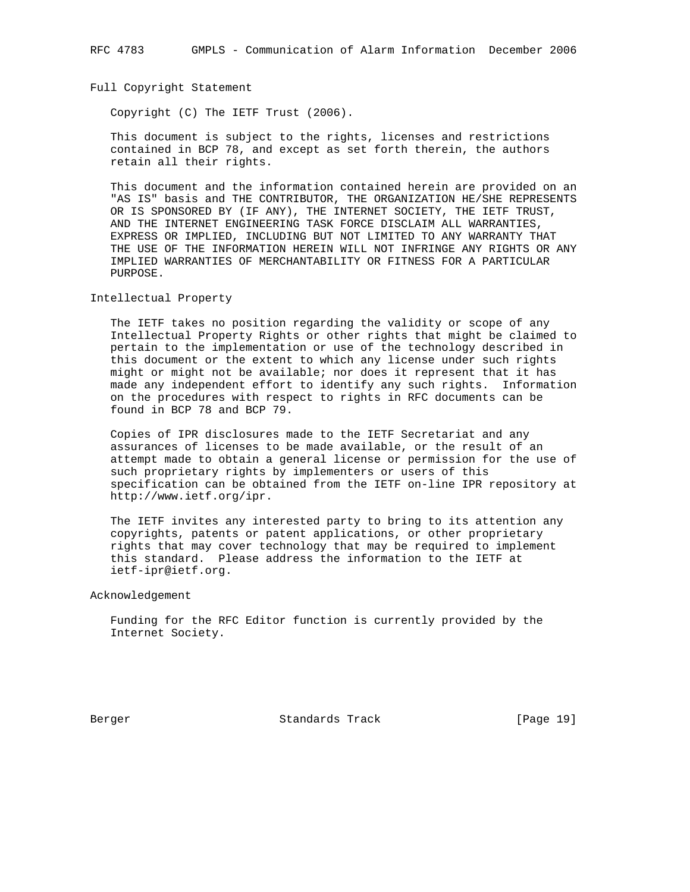## Full Copyright Statement

Copyright (C) The IETF Trust (2006).

This document is subject to the rights, licenses and restrictions contained in BCP 78, and except as set forth therein, the authors retain all their rights.

This document and the information contained herein are provided on an "AS IS" basis and THE CONTRIBUTOR, THE ORGANIZATION HE/SHE REPRESENTS OR IS SPONSORED BY (IF ANY), THE INTERNET SOCIETY, THE IETF TRUST, AND THE INTERNET ENGINEERING TASK FORCE DISCLAIM ALL WARRANTIES, EXPRESS OR IMPLIED, INCLUDING BUT NOT LIMITED TO ANY WARRANTY THAT THE USE OF THE INFORMATION HEREIN WILL NOT INFRINGE ANY RIGHTS OR ANY IMPLIED WARRANTIES OF MERCHANTABILITY OR FITNESS FOR A PARTICULAR PURPOSE.

## Intellectual Property

The IETF takes no position regarding the validity or scope of any Intellectual Property Rights or other rights that might be claimed to pertain to the implementation or use of the technology described in this document or the extent to which any license under such rights might or might not be available; nor does it represent that it has made any independent effort to identify any such rights. Information on the procedures with respect to rights in RFC documents can be found in BCP 78 and BCP 79.

Copies of IPR disclosures made to the IETF Secretariat and any assurances of licenses to be made available, or the result of an attempt made to obtain a general license or permission for the use of such proprietary rights by implementers or users of this specification can be obtained from the IETF on-line IPR repository at http://www.ietf.org/ipr.

The IETF invites any interested party to bring to its attention any copyrights, patents or patent applications, or other proprietary rights that may cover technology that may be required to implement this standard. Please address the information to the IETF at ietf-ipr@ietf.org.

## Acknowledgement

Funding for the RFC Editor function is currently provided by the Internet Society.